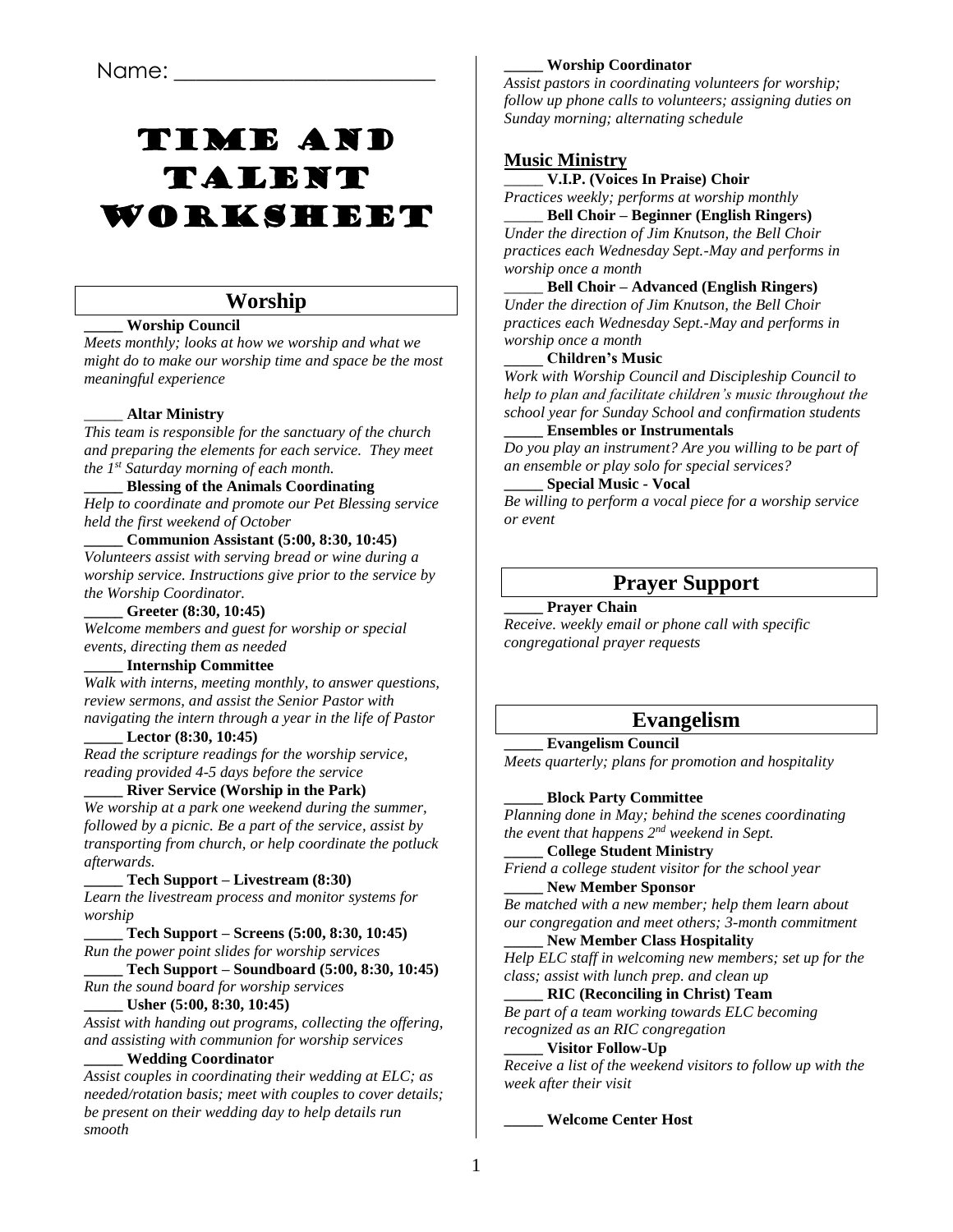Name: ______________________

# Time and Talent Worksheet

## Worship

_____ **Worship Council**
*Meets monthly; looks at how we worship and what we might do to make our worship time and space be the most meaningful experience*

_____ **Altar Ministry**
*This team is responsible for the sanctuary of the church and preparing the elements for each service. They meet the 1st Saturday morning of each month.*

_____ **Blessing of the Animals Coordinating**
*Help to coordinate and promote our Pet Blessing service held the first weekend of October*

_____ **Communion Assistant (5:00, 8:30, 10:45)**
*Volunteers assist with serving bread or wine during a worship service. Instructions give prior to the service by the Worship Coordinator.*

_____ **Greeter (8:30, 10:45)**
*Welcome members and guest for worship or special events, directing them as needed*

_____ **Internship Committee**
*Walk with interns, meeting monthly, to answer questions, review sermons, and assist the Senior Pastor with navigating the intern through a year in the life of Pastor*

_____ **Lector (8:30, 10:45)**
*Read the scripture readings for the worship service, reading provided 4-5 days before the service*

_____ **River Service (Worship in the Park)**
*We worship at a park one weekend during the summer, followed by a picnic. Be a part of the service, assist by transporting from church, or help coordinate the potluck afterwards.*

_____ **Tech Support – Livestream (8:30)**
*Learn the livestream process and monitor systems for worship*

_____ **Tech Support – Screens (5:00, 8:30, 10:45)**
*Run the power point slides for worship services*

_____ **Tech Support – Soundboard (5:00, 8:30, 10:45)**
*Run the sound board for worship services*

_____ **Usher (5:00, 8:30, 10:45)**
*Assist with handing out programs, collecting the offering, and assisting with communion for worship services*

_____ **Wedding Coordinator**
*Assist couples in coordinating their wedding at ELC; as needed/rotation basis; meet with couples to cover details; be present on their wedding day to help details run smooth*

_____ **Worship Coordinator**
*Assist pastors in coordinating volunteers for worship; follow up phone calls to volunteers; assigning duties on Sunday morning; alternating schedule*

### Music Ministry

_____ **V.I.P. (Voices In Praise) Choir**
*Practices weekly; performs at worship monthly*

_____ **Bell Choir – Beginner (English Ringers)**
*Under the direction of Jim Knutson, the Bell Choir practices each Wednesday Sept.-May and performs in worship once a month*

_____ **Bell Choir – Advanced (English Ringers)**
*Under the direction of Jim Knutson, the Bell Choir practices each Wednesday Sept.-May and performs in worship once a month*

_____ **Children's Music**
*Work with Worship Council and Discipleship Council to help to plan and facilitate children's music throughout the school year for Sunday School and confirmation students*

_____ **Ensembles or Instrumentals**
*Do you play an instrument? Are you willing to be part of an ensemble or play solo for special services?*

_____ **Special Music - Vocal**
*Be willing to perform a vocal piece for a worship service or event*

## Prayer Support

_____ **Prayer Chain**
*Receive. weekly email or phone call with specific congregational prayer requests*

## Evangelism

_____ **Evangelism Council**
*Meets quarterly; plans for promotion and hospitality*

_____ **Block Party Committee**
*Planning done in May; behind the scenes coordinating the event that happens 2nd weekend in Sept.*

_____ **College Student Ministry**
*Friend a college student visitor for the school year*

_____ **New Member Sponsor**
*Be matched with a new member; help them learn about our congregation and meet others; 3-month commitment*

_____ **New Member Class Hospitality**
*Help ELC staff in welcoming new members; set up for the class; assist with lunch prep. and clean up*

_____ **RIC (Reconciling in Christ) Team**
*Be part of a team working towards ELC becoming recognized as an RIC congregation*

_____ **Visitor Follow-Up**
*Receive a list of the weekend visitors to follow up with the week after their visit*

_____ **Welcome Center Host**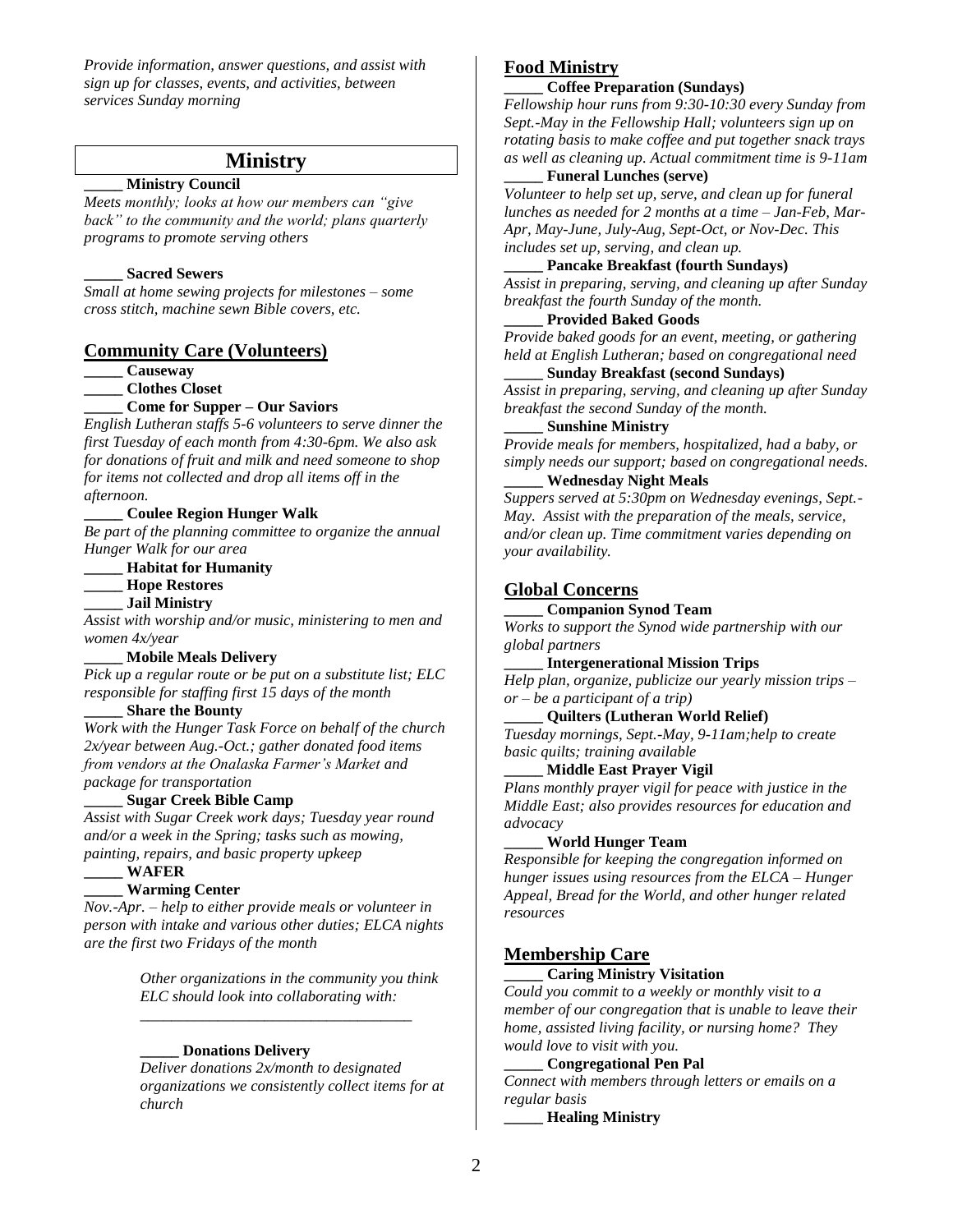*Provide information, answer questions, and assist with sign up for classes, events, and activities, between services Sunday morning*

## Ministry

**_____ Ministry Council**
*Meets monthly; looks at how our members can "give back" to the community and the world; plans quarterly programs to promote serving others*

**_____ Sacred Sewers**
*Small at home sewing projects for milestones – some cross stitch, machine sewn Bible covers, etc.*

### Community Care (Volunteers)

**_____ Causeway**
**_____ Clothes Closet**
**_____ Come for Supper – Our Saviors**
*English Lutheran staffs 5-6 volunteers to serve dinner the first Tuesday of each month from 4:30-6pm. We also ask for donations of fruit and milk and need someone to shop for items not collected and drop all items off in the afternoon.*

**_____ Coulee Region Hunger Walk**
*Be part of the planning committee to organize the annual Hunger Walk for our area*

**_____ Habitat for Humanity**
**_____ Hope Restores**
**_____ Jail Ministry**
*Assist with worship and/or music, ministering to men and women 4x/year*

**_____ Mobile Meals Delivery**
*Pick up a regular route or be put on a substitute list; ELC responsible for staffing first 15 days of the month*

**_____ Share the Bounty**
*Work with the Hunger Task Force on behalf of the church 2x/year between Aug.-Oct.; gather donated food items from vendors at the Onalaska Farmer's Market and package for transportation*

**_____ Sugar Creek Bible Camp**
*Assist with Sugar Creek work days; Tuesday year round and/or a week in the Spring; tasks such as mowing, painting, repairs, and basic property upkeep*

**_____ WAFER**
**_____ Warming Center**
*Nov.-Apr. – help to either provide meals or volunteer in person with intake and various other duties; ELCA nights are the first two Fridays of the month*

*Other organizations in the community you think ELC should look into collaborating with:*
___________________________________

**_____ Donations Delivery**
*Deliver donations 2x/month to designated organizations we consistently collect items for at church*

### Food Ministry

**_____ Coffee Preparation (Sundays)**
*Fellowship hour runs from 9:30-10:30 every Sunday from Sept.-May in the Fellowship Hall; volunteers sign up on rotating basis to make coffee and put together snack trays as well as cleaning up. Actual commitment time is 9-11am*

**_____ Funeral Lunches (serve)**
*Volunteer to help set up, serve, and clean up for funeral lunches as needed for 2 months at a time – Jan-Feb, Mar-Apr, May-June, July-Aug, Sept-Oct, or Nov-Dec. This includes set up, serving, and clean up.*

**_____ Pancake Breakfast (fourth Sundays)**
*Assist in preparing, serving, and cleaning up after Sunday breakfast the fourth Sunday of the month.*

**_____ Provided Baked Goods**
*Provide baked goods for an event, meeting, or gathering held at English Lutheran; based on congregational need*

**_____ Sunday Breakfast (second Sundays)**
*Assist in preparing, serving, and cleaning up after Sunday breakfast the second Sunday of the month.*

**_____ Sunshine Ministry**
*Provide meals for members, hospitalized, had a baby, or simply needs our support; based on congregational needs.*

**_____ Wednesday Night Meals**
*Suppers served at 5:30pm on Wednesday evenings, Sept.-May. Assist with the preparation of the meals, service, and/or clean up. Time commitment varies depending on your availability.*

### Global Concerns

**_____ Companion Synod Team**
*Works to support the Synod wide partnership with our global partners*

**_____ Intergenerational Mission Trips**
*Help plan, organize, publicize our yearly mission trips – or – be a participant of a trip)*

**_____ Quilters (Lutheran World Relief)**
*Tuesday mornings, Sept.-May, 9-11am;help to create basic quilts; training available*

**_____ Middle East Prayer Vigil**
*Plans monthly prayer vigil for peace with justice in the Middle East; also provides resources for education and advocacy*

**_____ World Hunger Team**
*Responsible for keeping the congregation informed on hunger issues using resources from the ELCA – Hunger Appeal, Bread for the World, and other hunger related resources*

### Membership Care

**_____ Caring Ministry Visitation**
*Could you commit to a weekly or monthly visit to a member of our congregation that is unable to leave their home, assisted living facility, or nursing home? They would love to visit with you.*

**_____ Congregational Pen Pal**
*Connect with members through letters or emails on a regular basis*

**_____ Healing Ministry**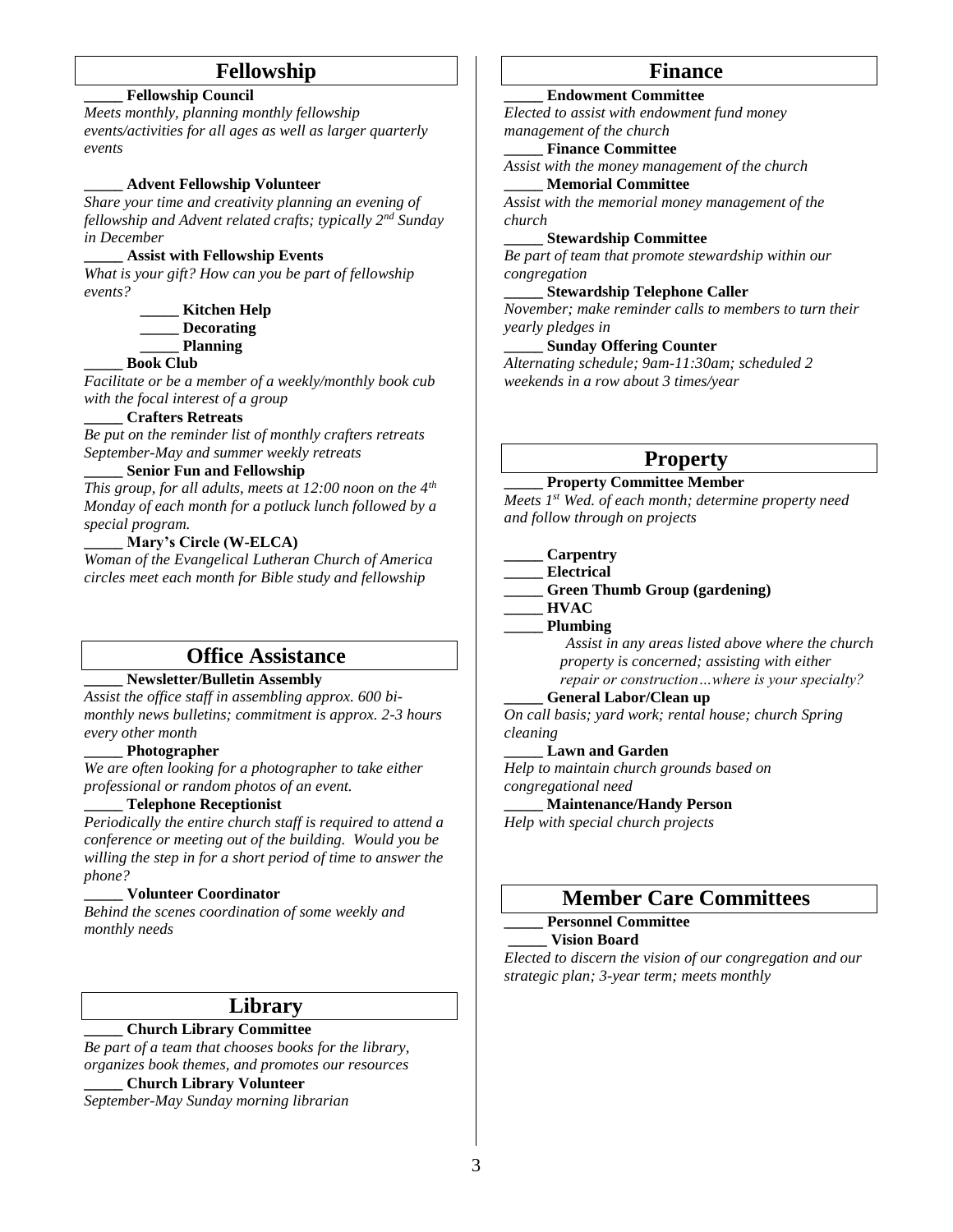## Fellowship

**_____ Fellowship Council**
*Meets monthly, planning monthly fellowship events/activities for all ages as well as larger quarterly events*

**_____ Advent Fellowship Volunteer**
*Share your time and creativity planning an evening of fellowship and Advent related crafts; typically 2nd Sunday in December*

**_____ Assist with Fellowship Events**
*What is your gift? How can you be part of fellowship events?*

- **_____ Kitchen Help**
- **_____ Decorating**
- **_____ Planning**

**_____ Book Club**
*Facilitate or be a member of a weekly/monthly book cub with the focal interest of a group*

**_____ Crafters Retreats**
*Be put on the reminder list of monthly crafters retreats September-May and summer weekly retreats*

**_____ Senior Fun and Fellowship**
*This group, for all adults, meets at 12:00 noon on the 4th Monday of each month for a potluck lunch followed by a special program.*

**_____ Mary's Circle (W-ELCA)**
*Woman of the Evangelical Lutheran Church of America circles meet each month for Bible study and fellowship*

## Office Assistance

**_____ Newsletter/Bulletin Assembly**
*Assist the office staff in assembling approx. 600 bi-monthly news bulletins; commitment is approx. 2-3 hours every other month*

**_____ Photographer**
*We are often looking for a photographer to take either professional or random photos of an event.*

**_____ Telephone Receptionist**
*Periodically the entire church staff is required to attend a conference or meeting out of the building. Would you be willing the step in for a short period of time to answer the phone?*

**_____ Volunteer Coordinator**
*Behind the scenes coordination of some weekly and monthly needs*

## Library

**_____ Church Library Committee**
*Be part of a team that chooses books for the library, organizes book themes, and promotes our resources*

**_____ Church Library Volunteer**
*September-May Sunday morning librarian*

## Finance

**_____ Endowment Committee**
*Elected to assist with endowment fund money management of the church*

**_____ Finance Committee**
*Assist with the money management of the church*

**_____ Memorial Committee**
*Assist with the memorial money management of the church*

**_____ Stewardship Committee**
*Be part of team that promote stewardship within our congregation*

**_____ Stewardship Telephone Caller**
*November; make reminder calls to members to turn their yearly pledges in*

**_____ Sunday Offering Counter**
*Alternating schedule; 9am-11:30am; scheduled 2 weekends in a row about 3 times/year*

## Property

**_____ Property Committee Member**
*Meets 1st Wed. of each month; determine property need and follow through on projects*

**_____ Carpentry**
**_____ Electrical**
**_____ Green Thumb Group (gardening)**
**_____ HVAC**
**_____ Plumbing**

*Assist in any areas listed above where the church property is concerned; assisting with either repair or construction…where is your specialty?*

**_____ General Labor/Clean up**
*On call basis; yard work; rental house; church Spring cleaning*

**_____ Lawn and Garden**
*Help to maintain church grounds based on congregational need*

**_____ Maintenance/Handy Person**
*Help with special church projects*

## Member Care Committees

**_____ Personnel Committee**

**_____ Vision Board**
*Elected to discern the vision of our congregation and our strategic plan; 3-year term; meets monthly*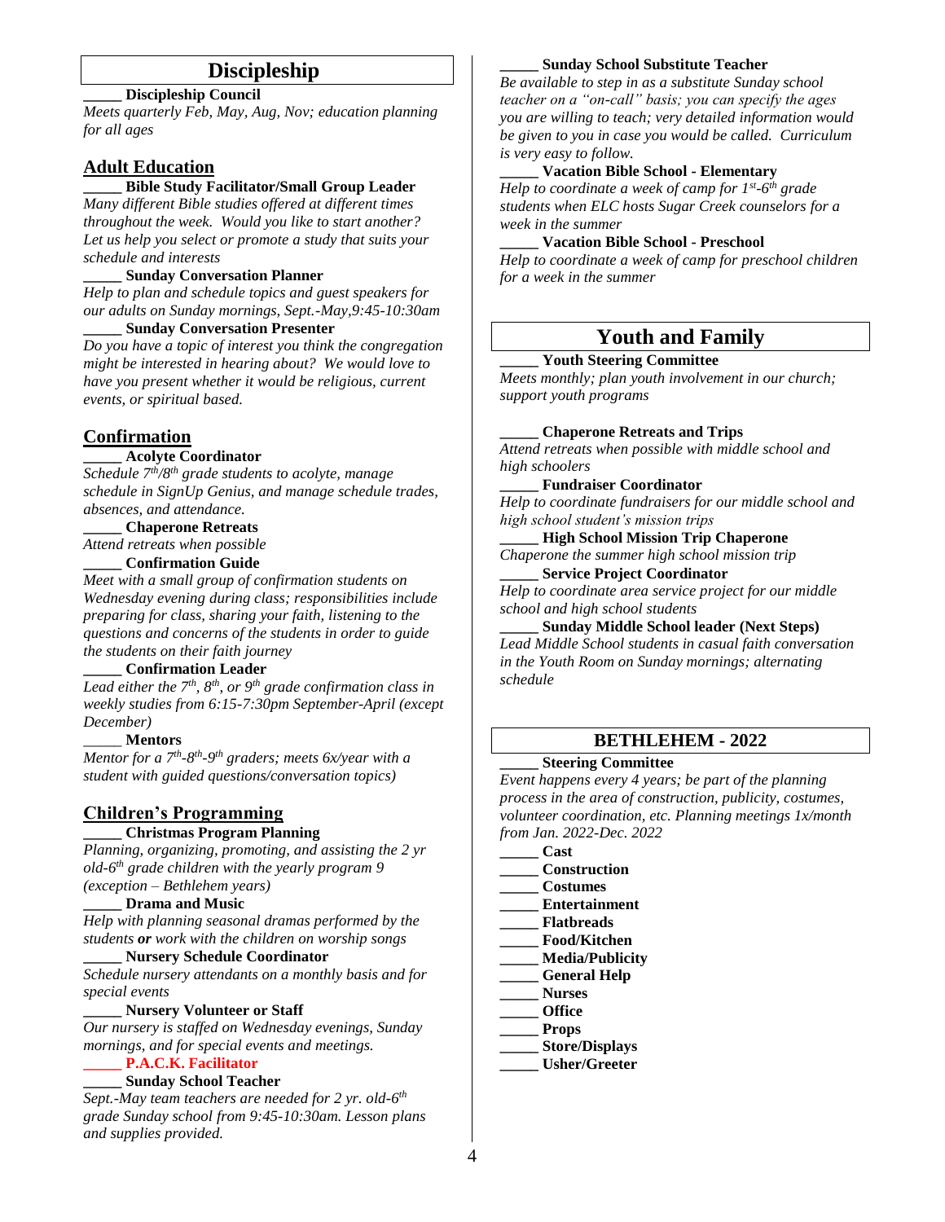# Discipleship

**_____ Discipleship Council**
*Meets quarterly Feb, May, Aug, Nov; education planning for all ages*

## Adult Education

**_____ Bible Study Facilitator/Small Group Leader**
*Many different Bible studies offered at different times throughout the week. Would you like to start another? Let us help you select or promote a study that suits your schedule and interests*

**_____ Sunday Conversation Planner**
*Help to plan and schedule topics and guest speakers for our adults on Sunday mornings, Sept.-May,9:45-10:30am*

**_____ Sunday Conversation Presenter**
*Do you have a topic of interest you think the congregation might be interested in hearing about? We would love to have you present whether it would be religious, current events, or spiritual based.*

## Confirmation

**_____ Acolyte Coordinator**
*Schedule 7th/8th grade students to acolyte, manage schedule in SignUp Genius, and manage schedule trades, absences, and attendance.*

**_____ Chaperone Retreats**
*Attend retreats when possible*

**_____ Confirmation Guide**
*Meet with a small group of confirmation students on Wednesday evening during class; responsibilities include preparing for class, sharing your faith, listening to the questions and concerns of the students in order to guide the students on their faith journey*

**_____ Confirmation Leader**
*Lead either the 7th, 8th, or 9th grade confirmation class in weekly studies from 6:15-7:30pm September-April (except December)*

_____ **Mentors**
*Mentor for a 7th-8th-9th graders; meets 6x/year with a student with guided questions/conversation topics)*

## Children's Programming

**_____ Christmas Program Planning**
*Planning, organizing, promoting, and assisting the 2 yr old-6th grade children with the yearly program 9 (exception – Bethlehem years)*

**_____ Drama and Music**
*Help with planning seasonal dramas performed by the students **or** work with the children on worship songs*

**_____ Nursery Schedule Coordinator**
*Schedule nursery attendants on a monthly basis and for special events*

**_____ Nursery Volunteer or Staff**
*Our nursery is staffed on Wednesday evenings, Sunday mornings, and for special events and meetings.*

**_____ P.A.C.K. Facilitator**

**_____ Sunday School Teacher**
*Sept.-May team teachers are needed for 2 yr. old-6th grade Sunday school from 9:45-10:30am. Lesson plans and supplies provided.*

**_____ Sunday School Substitute Teacher**
*Be available to step in as a substitute Sunday school teacher on a "on-call" basis; you can specify the ages you are willing to teach; very detailed information would be given to you in case you would be called. Curriculum is very easy to follow.*

**_____ Vacation Bible School - Elementary**
*Help to coordinate a week of camp for 1st-6th grade students when ELC hosts Sugar Creek counselors for a week in the summer*

**_____ Vacation Bible School - Preschool**
*Help to coordinate a week of camp for preschool children for a week in the summer*

# Youth and Family

**_____ Youth Steering Committee**
*Meets monthly; plan youth involvement in our church; support youth programs*

**_____ Chaperone Retreats and Trips**
*Attend retreats when possible with middle school and high schoolers*

**_____ Fundraiser Coordinator**
*Help to coordinate fundraisers for our middle school and high school student's mission trips*

**_____ High School Mission Trip Chaperone**
*Chaperone the summer high school mission trip*

**_____ Service Project Coordinator**
*Help to coordinate area service project for our middle school and high school students*

**_____ Sunday Middle School leader (Next Steps)**
*Lead Middle School students in casual faith conversation in the Youth Room on Sunday mornings; alternating schedule*

# BETHLEHEM - 2022

**_____ Steering Committee**
*Event happens every 4 years; be part of the planning process in the area of construction, publicity, costumes, volunteer coordination, etc. Planning meetings 1x/month from Jan. 2022-Dec. 2022*

**_____ Cast**
**_____ Construction**
**_____ Costumes**
**_____ Entertainment**
**_____ Flatbreads**
**_____ Food/Kitchen**
**_____ Media/Publicity**
**_____ General Help**
**_____ Nurses**
**_____ Office**
**_____ Props**
**_____ Store/Displays**
**_____ Usher/Greeter**